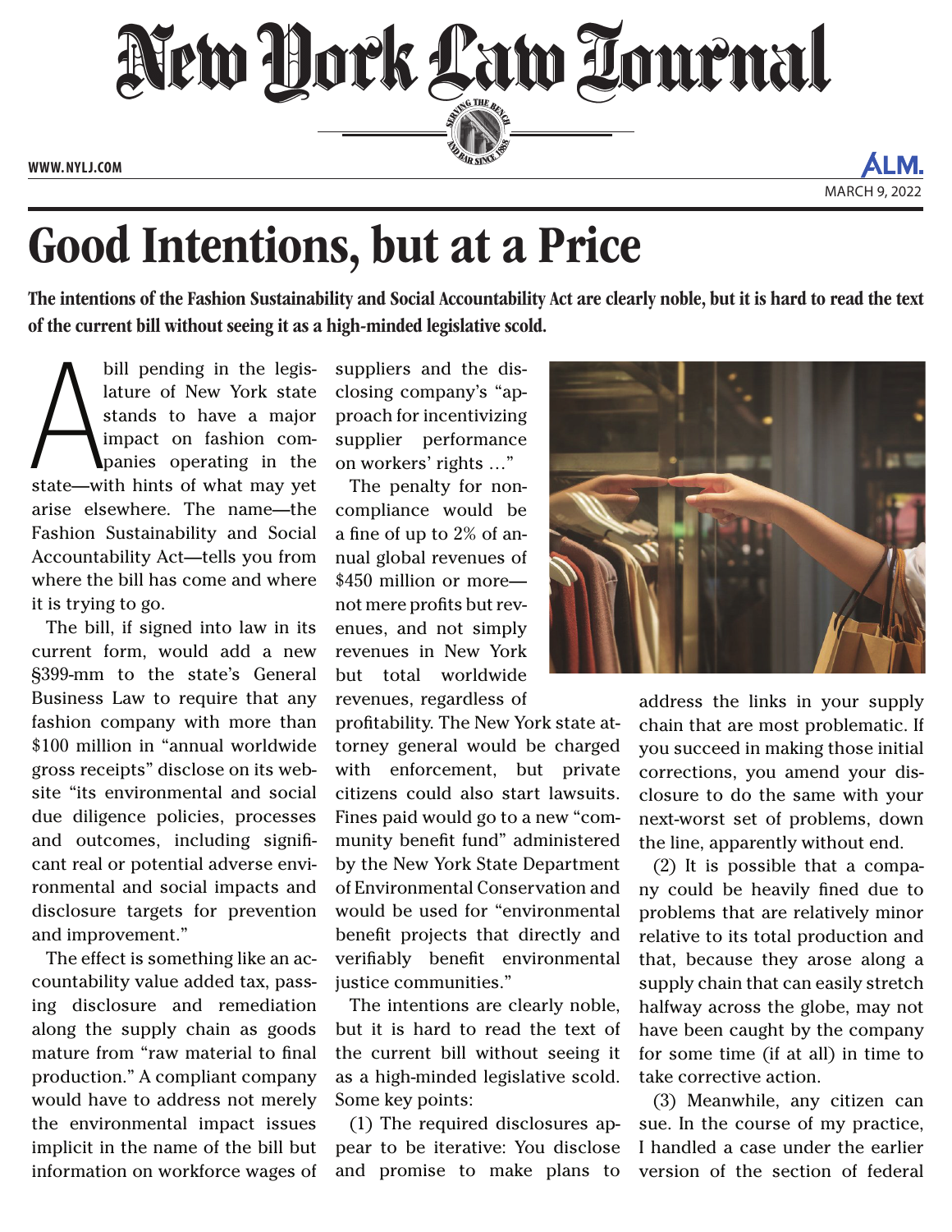# Good Intentions, but at a Price

**The intentions of the Fashion Sustainability and Social Accountability Act are clearly noble, but it is hard to read the text of the current bill without seeing it as a high-minded legislative scold.**

A bill pending in the legislature of New York state stands to have a major impact on fashion companies operating in the state—with hints of what may yet arise elsewhere. The name—the Fashion Sustainability and Social Accountability Act—tells you from where the bill has come and where it is trying to go.

The bill, if signed into law in its current form, would add a new §399-mm to the state's General Business Law to require that any fashion company with more than $100 million in "annual worldwide gross receipts" disclose on its website "its environmental and social due diligence policies, processes and outcomes, including significant real or potential adverse environmental and social impacts and disclosure targets for prevention and improvement."

The effect is something like an accountability value added tax, passing disclosure and remediation along the supply chain as goods mature from "raw material to final production." A compliant company would have to address not merely the environmental impact issues implicit in the name of the bill but information on workforce wages of suppliers and the disclosing company's "approach for incentivizing supplier performance on workers' rights …"

The penalty for noncompliance would be a fine of up to 2% of annual global revenues of $450 million or more—not mere profits but revenues, and not simply revenues in New York but total worldwide revenues, regardless of profitability. The New York state attorney general would be charged with enforcement, but private citizens could also start lawsuits. Fines paid would go to a new "community benefit fund" administered by the New York State Department of Environmental Conservation and would be used for "environmental benefit projects that directly and verifiably benefit environmental justice communities."

The intentions are clearly noble, but it is hard to read the text of the current bill without seeing it as a high-minded legislative scold. Some key points:

(1) The required disclosures appear to be iterative: You disclose and promise to make plans to address the links in your supply chain that are most problematic. If you succeed in making those initial corrections, you amend your disclosure to do the same with your next-worst set of problems, down the line, apparently without end.

(2) It is possible that a company could be heavily fined due to problems that are relatively minor relative to its total production and that, because they arose along a supply chain that can easily stretch halfway across the globe, may not have been caught by the company for some time (if at all) in time to take corrective action.

(3) Meanwhile, any citizen can sue. In the course of my practice, I handled a case under the earlier version of the section of federal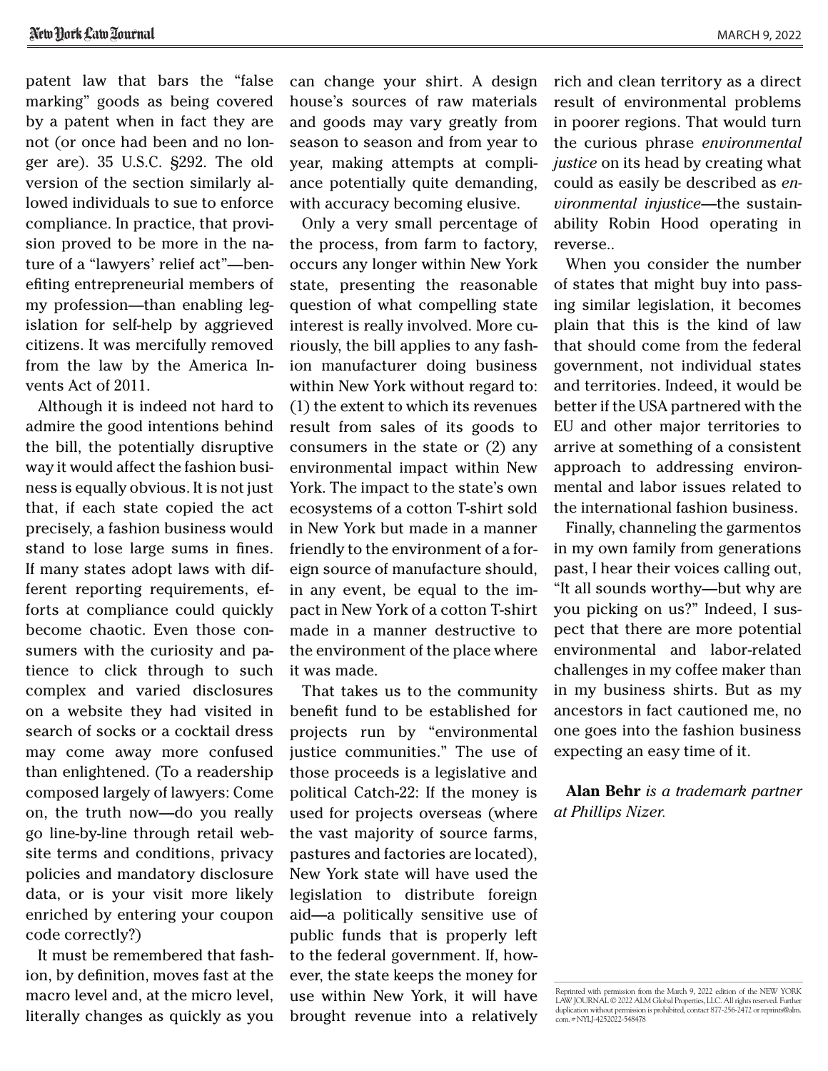patent law that bars the "false marking" goods as being covered by a patent when in fact they are not (or once had been and no longer are). 35 U.S.C. §292. The old version of the section similarly allowed individuals to sue to enforce compliance. In practice, that provision proved to be more in the nature of a "lawyers' relief act"—benefiting entrepreneurial members of my profession—than enabling legislation for self-help by aggrieved citizens. It was mercifully removed from the law by the America Invents Act of 2011.

Although it is indeed not hard to admire the good intentions behind the bill, the potentially disruptive way it would affect the fashion business is equally obvious. It is not just that, if each state copied the act precisely, a fashion business would stand to lose large sums in fines. If many states adopt laws with different reporting requirements, efforts at compliance could quickly become chaotic. Even those consumers with the curiosity and patience to click through to such complex and varied disclosures on a website they had visited in search of socks or a cocktail dress may come away more confused than enlightened. (To a readership composed largely of lawyers: Come on, the truth now—do you really go line-by-line through retail website terms and conditions, privacy policies and mandatory disclosure data, or is your visit more likely enriched by entering your coupon code correctly?)

It must be remembered that fashion, by definition, moves fast at the macro level and, at the micro level, literally changes as quickly as you can change your shirt. A design house's sources of raw materials and goods may vary greatly from season to season and from year to year, making attempts at compliance potentially quite demanding, with accuracy becoming elusive.

Only a very small percentage of the process, from farm to factory, occurs any longer within New York state, presenting the reasonable question of what compelling state interest is really involved. More curiously, the bill applies to any fashion manufacturer doing business within New York without regard to: (1) the extent to which its revenues result from sales of its goods to consumers in the state or (2) any environmental impact within New York. The impact to the state's own ecosystems of a cotton T-shirt sold in New York but made in a manner friendly to the environment of a foreign source of manufacture should, in any event, be equal to the impact in New York of a cotton T-shirt made in a manner destructive to the environment of the place where it was made.

That takes us to the community benefit fund to be established for projects run by "environmental justice communities." The use of those proceeds is a legislative and political Catch-22: If the money is used for projects overseas (where the vast majority of source farms, pastures and factories are located), New York state will have used the legislation to distribute foreign aid—a politically sensitive use of public funds that is properly left to the federal government. If, however, the state keeps the money for use within New York, it will have brought revenue into a relatively rich and clean territory as a direct result of environmental problems in poorer regions. That would turn the curious phrase *environmental justice* on its head by creating what could as easily be described as *environmental injustice*—the sustainability Robin Hood operating in reverse..

When you consider the number of states that might buy into passing similar legislation, it becomes plain that this is the kind of law that should come from the federal government, not individual states and territories. Indeed, it would be better if the USA partnered with the EU and other major territories to arrive at something of a consistent approach to addressing environmental and labor issues related to the international fashion business.

Finally, channeling the garmentos in my own family from generations past, I hear their voices calling out, "It all sounds worthy—but why are you picking on us?" Indeed, I suspect that there are more potential environmental and labor-related challenges in my coffee maker than in my business shirts. But as my ancestors in fact cautioned me, no one goes into the fashion business expecting an easy time of it.

**Alan Behr** *is a trademark partner at Phillips Nizer.*

Reprinted with permission from the March 9, 2022 edition of the NEW YORK LAW JOURNAL © 2022 ALM Global Properties, LLC. All rights reserved. Further duplication without permission is prohibited, contact 877-256-2472 or reprints@alm.com. # NYLJ-4252022-548478